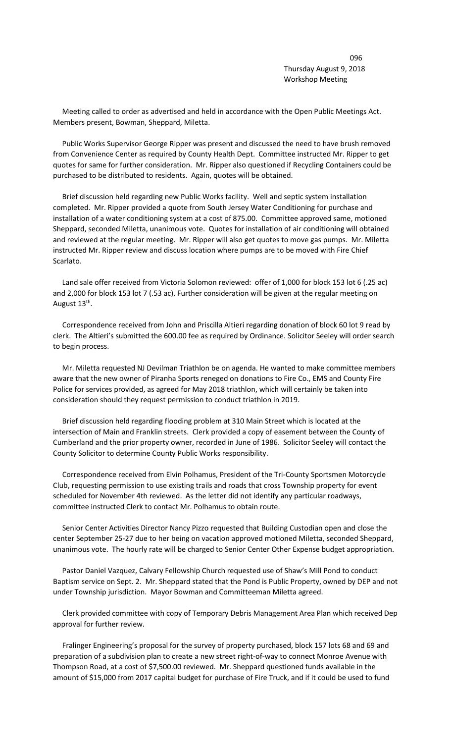Thursday August 9, 2018
Workshop Meeting

Meeting called to order as advertised and held in accordance with the Open Public Meetings Act. Members present, Bowman, Sheppard, Miletta.

Public Works Supervisor George Ripper was present and discussed the need to have brush removed from Convenience Center as required by County Health Dept. Committee instructed Mr. Ripper to get quotes for same for further consideration. Mr. Ripper also questioned if Recycling Containers could be purchased to be distributed to residents. Again, quotes will be obtained.

Brief discussion held regarding new Public Works facility. Well and septic system installation completed. Mr. Ripper provided a quote from South Jersey Water Conditioning for purchase and installation of a water conditioning system at a cost of 875.00. Committee approved same, motioned Sheppard, seconded Miletta, unanimous vote. Quotes for installation of air conditioning will obtained and reviewed at the regular meeting. Mr. Ripper will also get quotes to move gas pumps. Mr. Miletta instructed Mr. Ripper review and discuss location where pumps are to be moved with Fire Chief Scarlato.

Land sale offer received from Victoria Solomon reviewed: offer of 1,000 for block 153 lot 6 (.25 ac) and 2,000 for block 153 lot 7 (.53 ac). Further consideration will be given at the regular meeting on August 13th.

Correspondence received from John and Priscilla Altieri regarding donation of block 60 lot 9 read by clerk. The Altieri's submitted the 600.00 fee as required by Ordinance. Solicitor Seeley will order search to begin process.

Mr. Miletta requested NJ Devilman Triathlon be on agenda. He wanted to make committee members aware that the new owner of Piranha Sports reneged on donations to Fire Co., EMS and County Fire Police for services provided, as agreed for May 2018 triathlon, which will certainly be taken into consideration should they request permission to conduct triathlon in 2019.

Brief discussion held regarding flooding problem at 310 Main Street which is located at the intersection of Main and Franklin streets. Clerk provided a copy of easement between the County of Cumberland and the prior property owner, recorded in June of 1986. Solicitor Seeley will contact the County Solicitor to determine County Public Works responsibility.

Correspondence received from Elvin Polhamus, President of the Tri-County Sportsmen Motorcycle Club, requesting permission to use existing trails and roads that cross Township property for event scheduled for November 4th reviewed. As the letter did not identify any particular roadways, committee instructed Clerk to contact Mr. Polhamus to obtain route.

Senior Center Activities Director Nancy Pizzo requested that Building Custodian open and close the center September 25-27 due to her being on vacation approved motioned Miletta, seconded Sheppard, unanimous vote. The hourly rate will be charged to Senior Center Other Expense budget appropriation.

Pastor Daniel Vazquez, Calvary Fellowship Church requested use of Shaw's Mill Pond to conduct Baptism service on Sept. 2. Mr. Sheppard stated that the Pond is Public Property, owned by DEP and not under Township jurisdiction. Mayor Bowman and Committeeman Miletta agreed.

Clerk provided committee with copy of Temporary Debris Management Area Plan which received Dep approval for further review.

Fralinger Engineering's proposal for the survey of property purchased, block 157 lots 68 and 69 and preparation of a subdivision plan to create a new street right-of-way to connect Monroe Avenue with Thompson Road, at a cost of $7,500.00 reviewed. Mr. Sheppard questioned funds available in the amount of $15,000 from 2017 capital budget for purchase of Fire Truck, and if it could be used to fund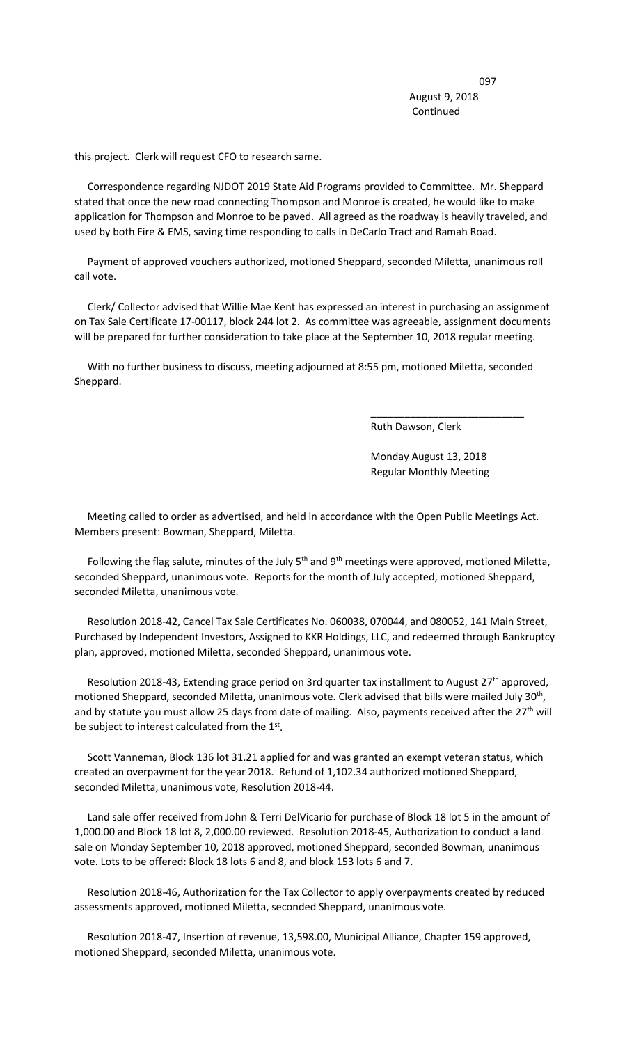August 9, 2018
Continued

this project. Clerk will request CFO to research same.

Correspondence regarding NJDOT 2019 State Aid Programs provided to Committee. Mr. Sheppard stated that once the new road connecting Thompson and Monroe is created, he would like to make application for Thompson and Monroe to be paved. All agreed as the roadway is heavily traveled, and used by both Fire & EMS, saving time responding to calls in DeCarlo Tract and Ramah Road.

Payment of approved vouchers authorized, motioned Sheppard, seconded Miletta, unanimous roll call vote.

Clerk/ Collector advised that Willie Mae Kent has expressed an interest in purchasing an assignment on Tax Sale Certificate 17-00117, block 244 lot 2. As committee was agreeable, assignment documents will be prepared for further consideration to take place at the September 10, 2018 regular meeting.

With no further business to discuss, meeting adjourned at 8:55 pm, motioned Miletta, seconded Sheppard.

\_\_\_\_\_\_\_\_\_\_\_\_\_\_\_\_\_\_\_\_\_\_\_\_\_\_\_
Ruth Dawson, Clerk

Monday August 13, 2018
Regular Monthly Meeting

Meeting called to order as advertised, and held in accordance with the Open Public Meetings Act. Members present: Bowman, Sheppard, Miletta.

Following the flag salute, minutes of the July 5th and 9th meetings were approved, motioned Miletta, seconded Sheppard, unanimous vote. Reports for the month of July accepted, motioned Sheppard, seconded Miletta, unanimous vote.

Resolution 2018-42, Cancel Tax Sale Certificates No. 060038, 070044, and 080052, 141 Main Street, Purchased by Independent Investors, Assigned to KKR Holdings, LLC, and redeemed through Bankruptcy plan, approved, motioned Miletta, seconded Sheppard, unanimous vote.

Resolution 2018-43, Extending grace period on 3rd quarter tax installment to August 27th approved, motioned Sheppard, seconded Miletta, unanimous vote. Clerk advised that bills were mailed July 30th, and by statute you must allow 25 days from date of mailing. Also, payments received after the 27th will be subject to interest calculated from the 1st.

Scott Vanneman, Block 136 lot 31.21 applied for and was granted an exempt veteran status, which created an overpayment for the year 2018. Refund of 1,102.34 authorized motioned Sheppard, seconded Miletta, unanimous vote, Resolution 2018-44.

Land sale offer received from John & Terri DelVicario for purchase of Block 18 lot 5 in the amount of 1,000.00 and Block 18 lot 8, 2,000.00 reviewed. Resolution 2018-45, Authorization to conduct a land sale on Monday September 10, 2018 approved, motioned Sheppard, seconded Bowman, unanimous vote. Lots to be offered: Block 18 lots 6 and 8, and block 153 lots 6 and 7.

Resolution 2018-46, Authorization for the Tax Collector to apply overpayments created by reduced assessments approved, motioned Miletta, seconded Sheppard, unanimous vote.

Resolution 2018-47, Insertion of revenue, 13,598.00, Municipal Alliance, Chapter 159 approved, motioned Sheppard, seconded Miletta, unanimous vote.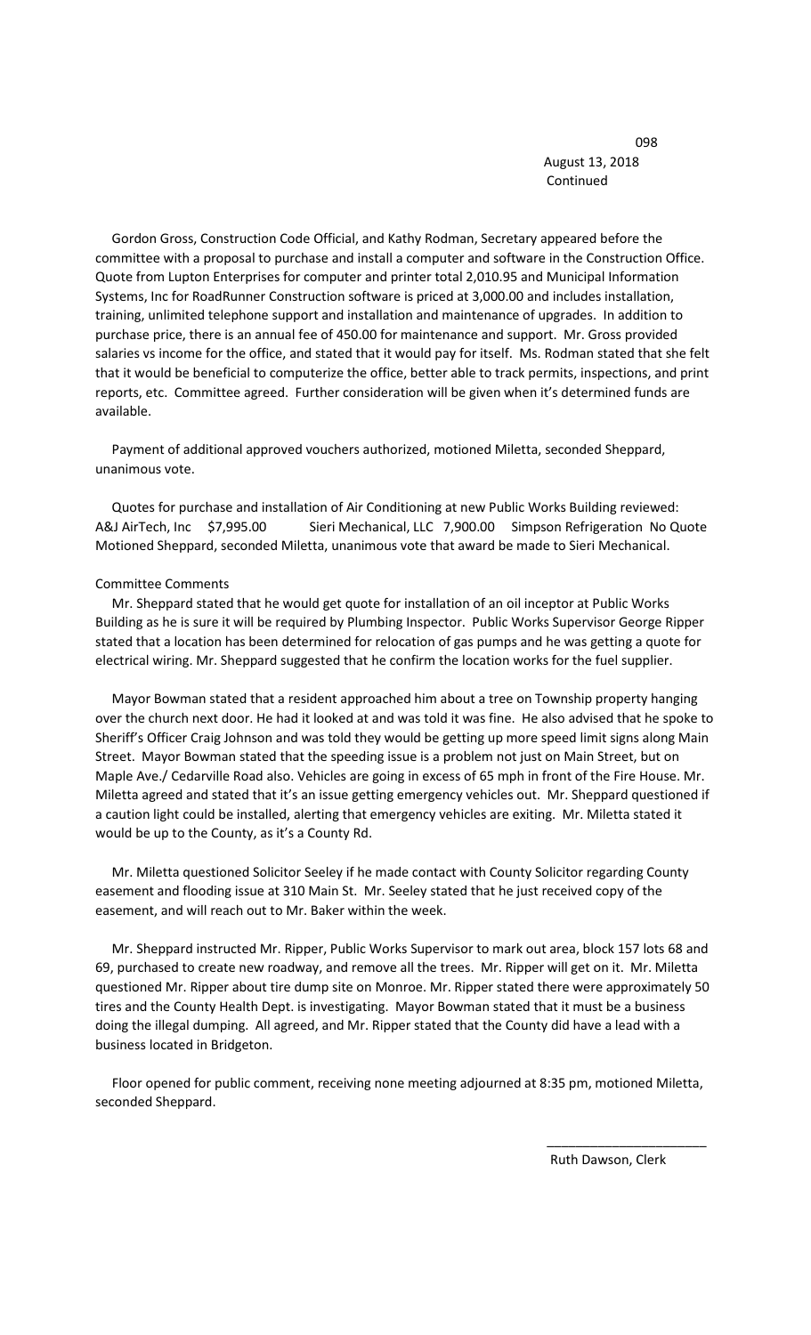August 13, 2018
Continued

Gordon Gross, Construction Code Official, and Kathy Rodman, Secretary appeared before the committee with a proposal to purchase and install a computer and software in the Construction Office. Quote from Lupton Enterprises for computer and printer total 2,010.95 and Municipal Information Systems, Inc for RoadRunner Construction software is priced at 3,000.00 and includes installation, training, unlimited telephone support and installation and maintenance of upgrades. In addition to purchase price, there is an annual fee of 450.00 for maintenance and support. Mr. Gross provided salaries vs income for the office, and stated that it would pay for itself. Ms. Rodman stated that she felt that it would be beneficial to computerize the office, better able to track permits, inspections, and print reports, etc. Committee agreed. Further consideration will be given when it's determined funds are available.

Payment of additional approved vouchers authorized, motioned Miletta, seconded Sheppard, unanimous vote.

Quotes for purchase and installation of Air Conditioning at new Public Works Building reviewed:
A&J AirTech, Inc $7,995.00 Sieri Mechanical, LLC 7,900.00 Simpson Refrigeration No Quote
Motioned Sheppard, seconded Miletta, unanimous vote that award be made to Sieri Mechanical.

Committee Comments

Mr. Sheppard stated that he would get quote for installation of an oil inceptor at Public Works Building as he is sure it will be required by Plumbing Inspector. Public Works Supervisor George Ripper stated that a location has been determined for relocation of gas pumps and he was getting a quote for electrical wiring. Mr. Sheppard suggested that he confirm the location works for the fuel supplier.

Mayor Bowman stated that a resident approached him about a tree on Township property hanging over the church next door. He had it looked at and was told it was fine. He also advised that he spoke to Sheriff's Officer Craig Johnson and was told they would be getting up more speed limit signs along Main Street. Mayor Bowman stated that the speeding issue is a problem not just on Main Street, but on Maple Ave./ Cedarville Road also. Vehicles are going in excess of 65 mph in front of the Fire House. Mr. Miletta agreed and stated that it's an issue getting emergency vehicles out. Mr. Sheppard questioned if a caution light could be installed, alerting that emergency vehicles are exiting. Mr. Miletta stated it would be up to the County, as it's a County Rd.

Mr. Miletta questioned Solicitor Seeley if he made contact with County Solicitor regarding County easement and flooding issue at 310 Main St. Mr. Seeley stated that he just received copy of the easement, and will reach out to Mr. Baker within the week.

Mr. Sheppard instructed Mr. Ripper, Public Works Supervisor to mark out area, block 157 lots 68 and 69, purchased to create new roadway, and remove all the trees. Mr. Ripper will get on it. Mr. Miletta questioned Mr. Ripper about tire dump site on Monroe. Mr. Ripper stated there were approximately 50 tires and the County Health Dept. is investigating. Mayor Bowman stated that it must be a business doing the illegal dumping. All agreed, and Mr. Ripper stated that the County did have a lead with a business located in Bridgeton.

Floor opened for public comment, receiving none meeting adjourned at 8:35 pm, motioned Miletta, seconded Sheppard.

______________________
Ruth Dawson, Clerk